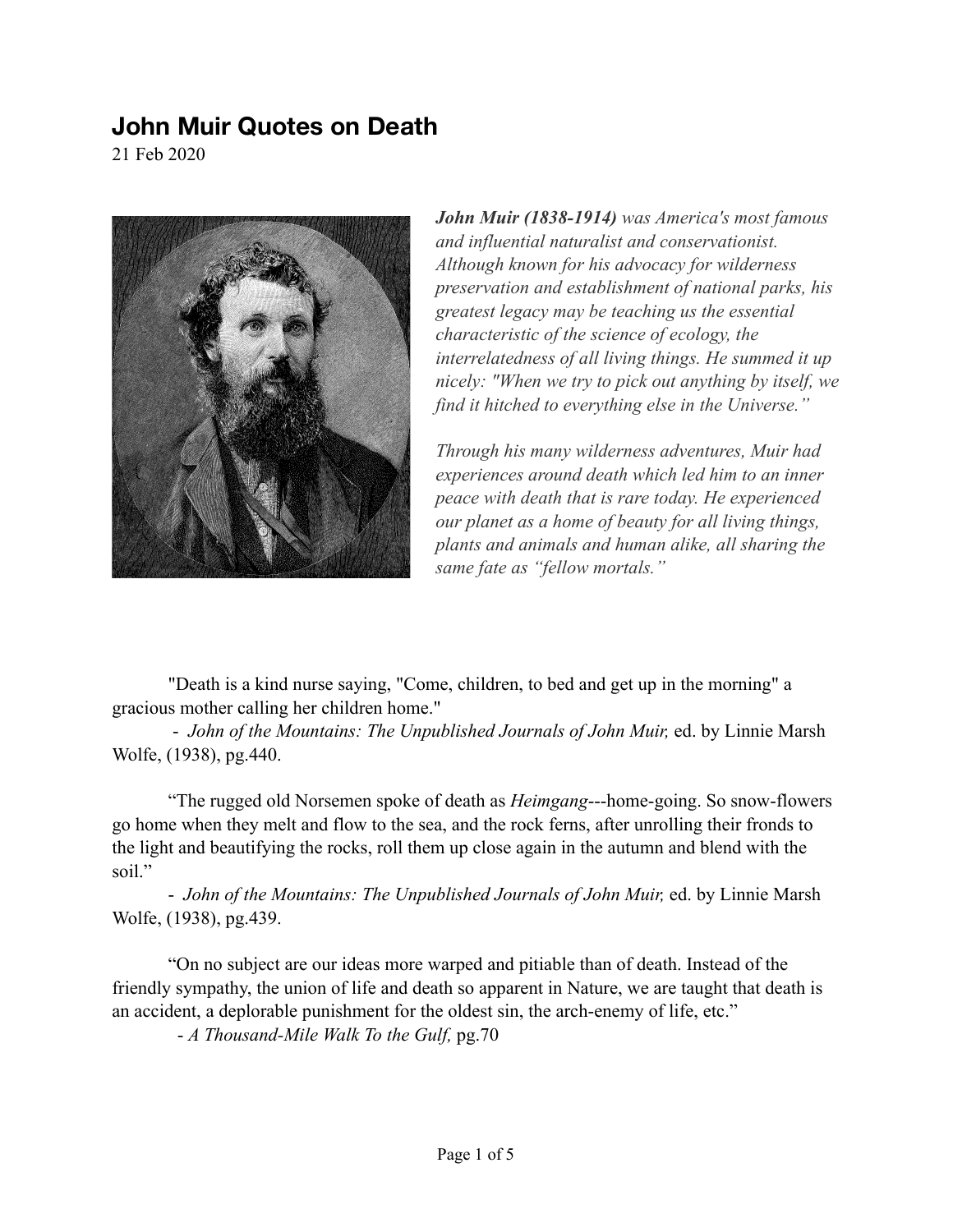# John Muir Quotes on Death

21 Feb 2020

***John Muir (1838-1914)*** *was America's most famous and influential naturalist and conservationist. Although known for his advocacy for wilderness preservation and establishment of national parks, his greatest legacy may be teaching us the essential characteristic of the science of ecology, the interrelatedness of all living things. He summed it up nicely: "When we try to pick out anything by itself, we find it hitched to everything else in the Universe."*

*Through his many wilderness adventures, Muir had experiences around death which led him to an inner peace with death that is rare today. He experienced our planet as a home of beauty for all living things, plants and animals and human alike, all sharing the same fate as "fellow mortals."*

"Death is a kind nurse saying, "Come, children, to bed and get up in the morning" a gracious mother calling her children home."

- *John of the Mountains: The Unpublished Journals of John Muir,* ed. by Linnie Marsh Wolfe, (1938), pg.440.

"The rugged old Norsemen spoke of death as *Heimgang*---home-going. So snow-flowers go home when they melt and flow to the sea, and the rock ferns, after unrolling their fronds to the light and beautifying the rocks, roll them up close again in the autumn and blend with the soil."

- *John of the Mountains: The Unpublished Journals of John Muir,* ed. by Linnie Marsh Wolfe, (1938), pg.439.

"On no subject are our ideas more warped and pitiable than of death. Instead of the friendly sympathy, the union of life and death so apparent in Nature, we are taught that death is an accident, a deplorable punishment for the oldest sin, the arch-enemy of life, etc."

- *A Thousand-Mile Walk To the Gulf,* pg.70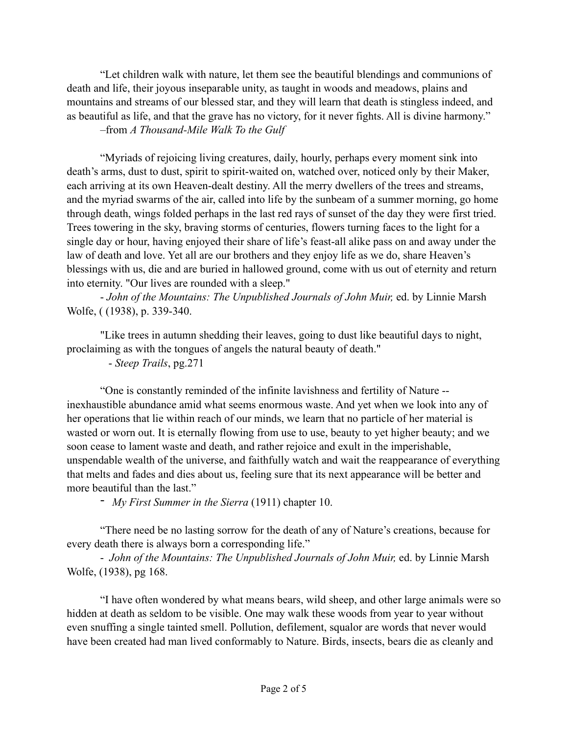"Let children walk with nature, let them see the beautiful blendings and communions of death and life, their joyous inseparable unity, as taught in woods and meadows, plains and mountains and streams of our blessed star, and they will learn that death is stingless indeed, and as beautiful as life, and that the grave has no victory, for it never fights. All is divine harmony."

–from *A Thousand-Mile Walk To the Gulf*

"Myriads of rejoicing living creatures, daily, hourly, perhaps every moment sink into death's arms, dust to dust, spirit to spirit-waited on, watched over, noticed only by their Maker, each arriving at its own Heaven-dealt destiny. All the merry dwellers of the trees and streams, and the myriad swarms of the air, called into life by the sunbeam of a summer morning, go home through death, wings folded perhaps in the last red rays of sunset of the day they were first tried. Trees towering in the sky, braving storms of centuries, flowers turning faces to the light for a single day or hour, having enjoyed their share of life's feast-all alike pass on and away under the law of death and love. Yet all are our brothers and they enjoy life as we do, share Heaven's blessings with us, die and are buried in hallowed ground, come with us out of eternity and return into eternity. "Our lives are rounded with a sleep."

- *John of the Mountains: The Unpublished Journals of John Muir,* ed. by Linnie Marsh Wolfe, ( (1938), p. 339-340.

"Like trees in autumn shedding their leaves, going to dust like beautiful days to night, proclaiming as with the tongues of angels the natural beauty of death."

- *Steep Trails*, pg.271

"One is constantly reminded of the infinite lavishness and fertility of Nature -- inexhaustible abundance amid what seems enormous waste. And yet when we look into any of her operations that lie within reach of our minds, we learn that no particle of her material is wasted or worn out. It is eternally flowing from use to use, beauty to yet higher beauty; and we soon cease to lament waste and death, and rather rejoice and exult in the imperishable, unspendable wealth of the universe, and faithfully watch and wait the reappearance of everything that melts and fades and dies about us, feeling sure that its next appearance will be better and more beautiful than the last."

- *My First Summer in the Sierra* (1911) chapter 10.

"There need be no lasting sorrow for the death of any of Nature's creations, because for every death there is always born a corresponding life."

- *John of the Mountains: The Unpublished Journals of John Muir,* ed. by Linnie Marsh Wolfe, (1938), pg 168.

"I have often wondered by what means bears, wild sheep, and other large animals were so hidden at death as seldom to be visible. One may walk these woods from year to year without even snuffing a single tainted smell. Pollution, defilement, squalor are words that never would have been created had man lived conformably to Nature. Birds, insects, bears die as cleanly and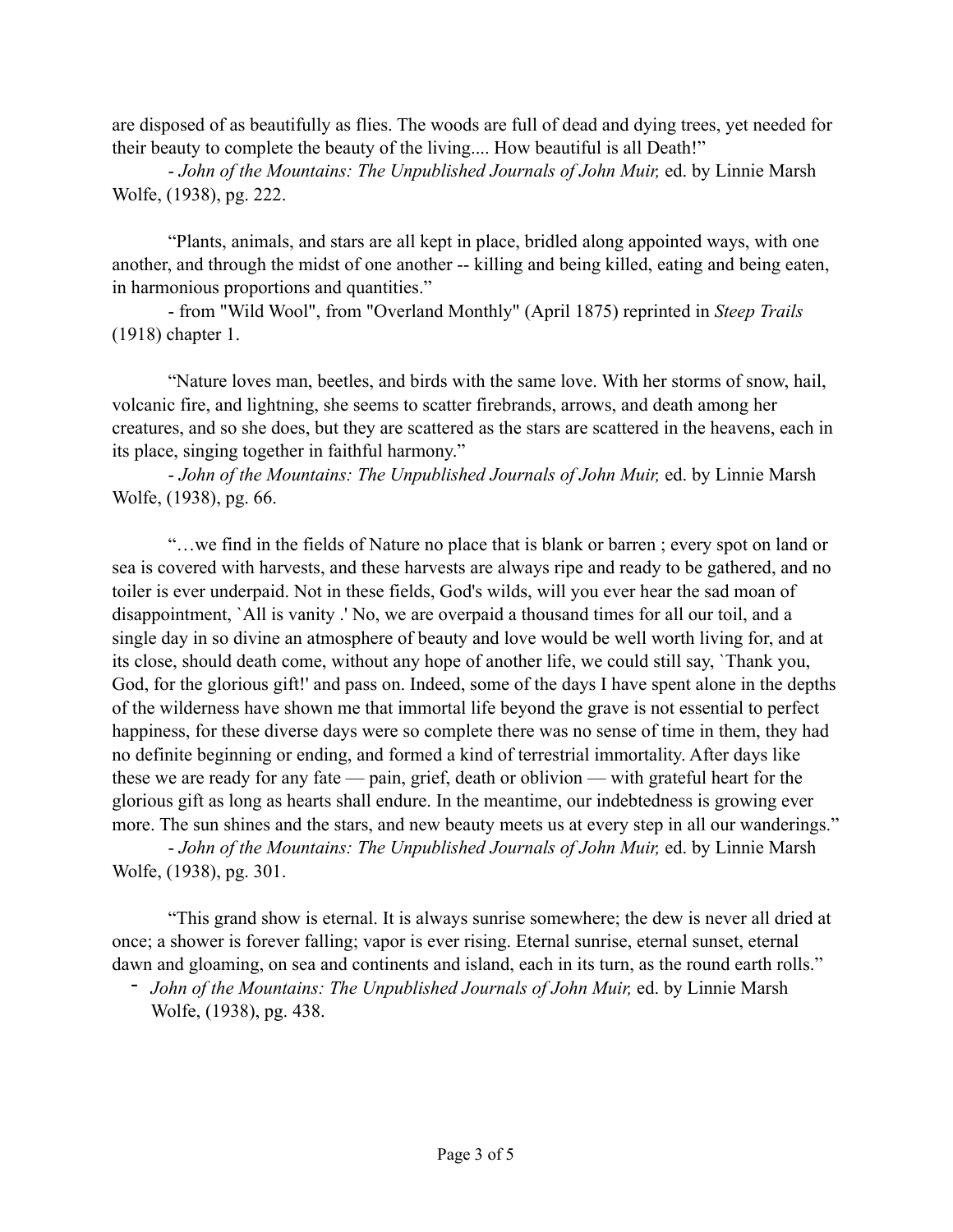are disposed of as beautifully as flies. The woods are full of dead and dying trees, yet needed for their beauty to complete the beauty of the living.... How beautiful is all Death!"

- *John of the Mountains: The Unpublished Journals of John Muir,* ed. by Linnie Marsh Wolfe, (1938), pg. 222.

"Plants, animals, and stars are all kept in place, bridled along appointed ways, with one another, and through the midst of one another -- killing and being killed, eating and being eaten, in harmonious proportions and quantities."

- from "Wild Wool", from "Overland Monthly" (April 1875) reprinted in *Steep Trails* (1918) chapter 1.

"Nature loves man, beetles, and birds with the same love. With her storms of snow, hail, volcanic fire, and lightning, she seems to scatter firebrands, arrows, and death among her creatures, and so she does, but they are scattered as the stars are scattered in the heavens, each in its place, singing together in faithful harmony."

- *John of the Mountains: The Unpublished Journals of John Muir,* ed. by Linnie Marsh Wolfe, (1938), pg. 66.

"…we find in the fields of Nature no place that is blank or barren ; every spot on land or sea is covered with harvests, and these harvests are always ripe and ready to be gathered, and no toiler is ever underpaid. Not in these fields, God's wilds, will you ever hear the sad moan of disappointment, `All is vanity .' No, we are overpaid a thousand times for all our toil, and a single day in so divine an atmosphere of beauty and love would be well worth living for, and at its close, should death come, without any hope of another life, we could still say, `Thank you, God, for the glorious gift!' and pass on. Indeed, some of the days I have spent alone in the depths of the wilderness have shown me that immortal life beyond the grave is not essential to perfect happiness, for these diverse days were so complete there was no sense of time in them, they had no definite beginning or ending, and formed a kind of terrestrial immortality. After days like these we are ready for any fate — pain, grief, death or oblivion — with grateful heart for the glorious gift as long as hearts shall endure. In the meantime, our indebtedness is growing ever more. The sun shines and the stars, and new beauty meets us at every step in all our wanderings."

- *John of the Mountains: The Unpublished Journals of John Muir,* ed. by Linnie Marsh Wolfe, (1938), pg. 301.

"This grand show is eternal. It is always sunrise somewhere; the dew is never all dried at once; a shower is forever falling; vapor is ever rising. Eternal sunrise, eternal sunset, eternal dawn and gloaming, on sea and continents and island, each in its turn, as the round earth rolls."

- *John of the Mountains: The Unpublished Journals of John Muir,* ed. by Linnie Marsh Wolfe, (1938), pg. 438.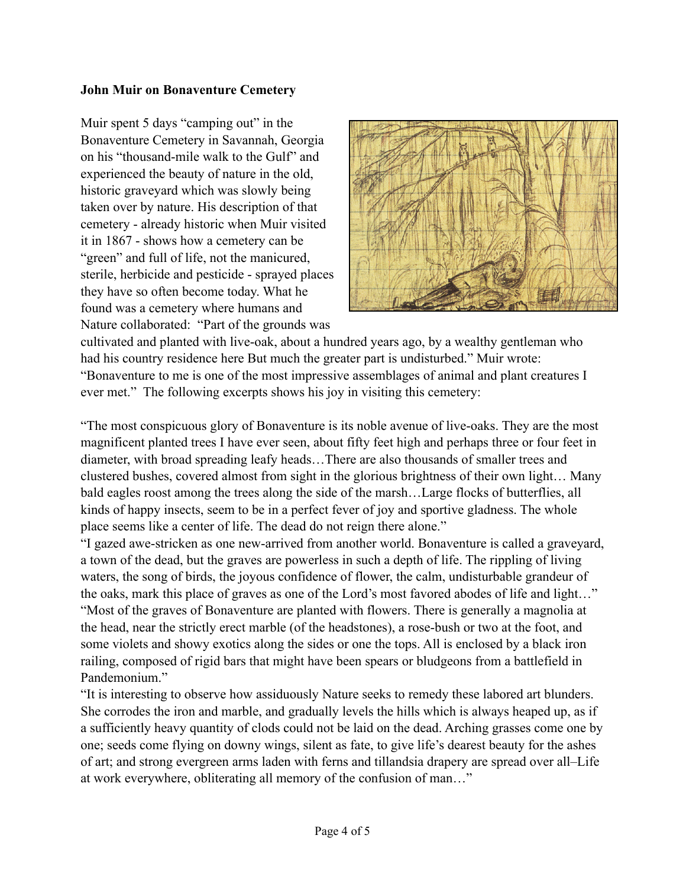**John Muir on Bonaventure Cemetery**

Muir spent 5 days "camping out" in the Bonaventure Cemetery in Savannah, Georgia on his "thousand-mile walk to the Gulf" and experienced the beauty of nature in the old, historic graveyard which was slowly being taken over by nature. His description of that cemetery - already historic when Muir visited it in 1867 - shows how a cemetery can be "green" and full of life, not the manicured, sterile, herbicide and pesticide - sprayed places they have so often become today. What he found was a cemetery where humans and Nature collaborated: "Part of the grounds was cultivated and planted with live-oak, about a hundred years ago, by a wealthy gentleman who had his country residence here But much the greater part is undisturbed." Muir wrote: "Bonaventure to me is one of the most impressive assemblages of animal and plant creatures I ever met." The following excerpts shows his joy in visiting this cemetery:

"The most conspicuous glory of Bonaventure is its noble avenue of live-oaks. They are the most magnificent planted trees I have ever seen, about fifty feet high and perhaps three or four feet in diameter, with broad spreading leafy heads…There are also thousands of smaller trees and clustered bushes, covered almost from sight in the glorious brightness of their own light… Many bald eagles roost among the trees along the side of the marsh…Large flocks of butterflies, all kinds of happy insects, seem to be in a perfect fever of joy and sportive gladness. The whole place seems like a center of life. The dead do not reign there alone."

"I gazed awe-stricken as one new-arrived from another world. Bonaventure is called a graveyard, a town of the dead, but the graves are powerless in such a depth of life. The rippling of living waters, the song of birds, the joyous confidence of flower, the calm, undisturbable grandeur of the oaks, mark this place of graves as one of the Lord's most favored abodes of life and light…"

"Most of the graves of Bonaventure are planted with flowers. There is generally a magnolia at the head, near the strictly erect marble (of the headstones), a rose-bush or two at the foot, and some violets and showy exotics along the sides or one the tops. All is enclosed by a black iron railing, composed of rigid bars that might have been spears or bludgeons from a battlefield in Pandemonium."

"It is interesting to observe how assiduously Nature seeks to remedy these labored art blunders. She corrodes the iron and marble, and gradually levels the hills which is always heaped up, as if a sufficiently heavy quantity of clods could not be laid on the dead. Arching grasses come one by one; seeds come flying on downy wings, silent as fate, to give life's dearest beauty for the ashes of art; and strong evergreen arms laden with ferns and tillandsia drapery are spread over all–Life at work everywhere, obliterating all memory of the confusion of man…"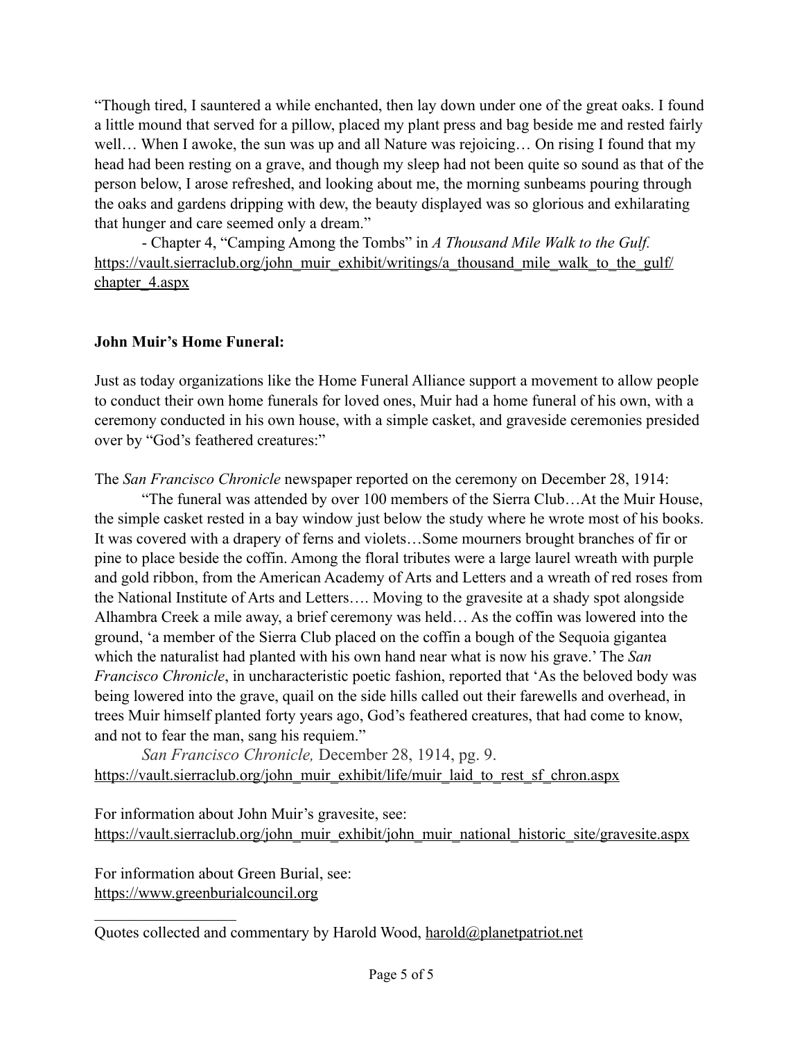"Though tired, I sauntered a while enchanted, then lay down under one of the great oaks. I found a little mound that served for a pillow, placed my plant press and bag beside me and rested fairly well… When I awoke, the sun was up and all Nature was rejoicing… On rising I found that my head had been resting on a grave, and though my sleep had not been quite so sound as that of the person below, I arose refreshed, and looking about me, the morning sunbeams pouring through the oaks and gardens dripping with dew, the beauty displayed was so glorious and exhilarating that hunger and care seemed only a dream."

- Chapter 4, "Camping Among the Tombs" in *A Thousand Mile Walk to the Gulf.* https://vault.sierraclub.org/john_muir_exhibit/writings/a_thousand_mile_walk_to_the_gulf/chapter_4.aspx

**John Muir's Home Funeral:**

Just as today organizations like the Home Funeral Alliance support a movement to allow people to conduct their own home funerals for loved ones, Muir had a home funeral of his own, with a ceremony conducted in his own house, with a simple casket, and graveside ceremonies presided over by "God's feathered creatures:"

The *San Francisco Chronicle* newspaper reported on the ceremony on December 28, 1914:

"The funeral was attended by over 100 members of the Sierra Club…At the Muir House, the simple casket rested in a bay window just below the study where he wrote most of his books. It was covered with a drapery of ferns and violets…Some mourners brought branches of fir or pine to place beside the coffin. Among the floral tributes were a large laurel wreath with purple and gold ribbon, from the American Academy of Arts and Letters and a wreath of red roses from the National Institute of Arts and Letters…. Moving to the gravesite at a shady spot alongside Alhambra Creek a mile away, a brief ceremony was held… As the coffin was lowered into the ground, 'a member of the Sierra Club placed on the coffin a bough of the Sequoia gigantea which the naturalist had planted with his own hand near what is now his grave.' The *San Francisco Chronicle*, in uncharacteristic poetic fashion, reported that 'As the beloved body was being lowered into the grave, quail on the side hills called out their farewells and overhead, in trees Muir himself planted forty years ago, God's feathered creatures, that had come to know, and not to fear the man, sang his requiem."

*San Francisco Chronicle,* December 28, 1914, pg. 9. https://vault.sierraclub.org/john_muir_exhibit/life/muir_laid_to_rest_sf_chron.aspx

For information about John Muir's gravesite, see: https://vault.sierraclub.org/john_muir_exhibit/john_muir_national_historic_site/gravesite.aspx

For information about Green Burial, see: https://www.greenburialcouncil.org

---

Quotes collected and commentary by Harold Wood, harold@planetpatriot.net